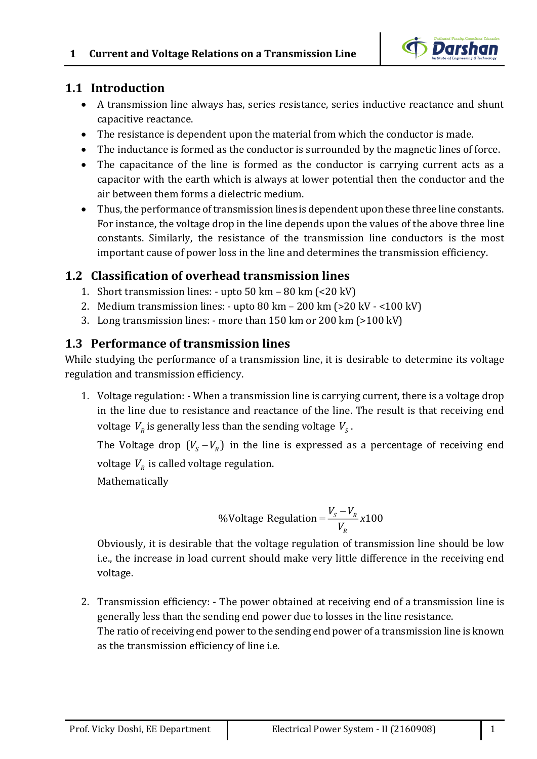# 1 Current and Voltage Relations on a Transmission Line

## 1.1 Introduction

- A transmission line always has, series resistance, series inductive reactance and shunt capacitive reactance.
- The resistance is dependent upon the material from which the conductor is made.
- The inductance is formed as the conductor is surrounded by the magnetic lines of force.
- The capacitance of the line is formed as the conductor is carrying current acts as a capacitor with the earth which is always at lower potential then the conductor and the air between them forms a dielectric medium.
- Thus, the performance of transmission lines is dependent upon these three line constants. For instance, the voltage drop in the line depends upon the values of the above three line constants. Similarly, the resistance of the transmission line conductors is the most important cause of power loss in the line and determines the transmission efficiency.

## 1.2 Classification of overhead transmission lines

1. Short transmission lines: - upto 50 km – 80 km (<20 kV)
2. Medium transmission lines: - upto 80 km – 200 km (>20 kV - <100 kV)
3. Long transmission lines: - more than 150 km or 200 km (>100 kV)

## 1.3 Performance of transmission lines

While studying the performance of a transmission line, it is desirable to determine its voltage regulation and transmission efficiency.

1. Voltage regulation: - When a transmission line is carrying current, there is a voltage drop in the line due to resistance and reactance of the line. The result is that receiving end voltage $V_R$ is generally less than the sending voltage $V_S$.

   The Voltage drop $(V_S - V_R)$ in the line is expressed as a percentage of receiving end voltage $V_R$ is called voltage regulation.

   Mathematically

   $$\%\text{Voltage Regulation} = \frac{V_S - V_R}{V_R} x100$$

   Obviously, it is desirable that the voltage regulation of transmission line should be low i.e., the increase in load current should make very little difference in the receiving end voltage.

2. Transmission efficiency: - The power obtained at receiving end of a transmission line is generally less than the sending end power due to losses in the line resistance.
   The ratio of receiving end power to the sending end power of a transmission line is known as the transmission efficiency of line i.e.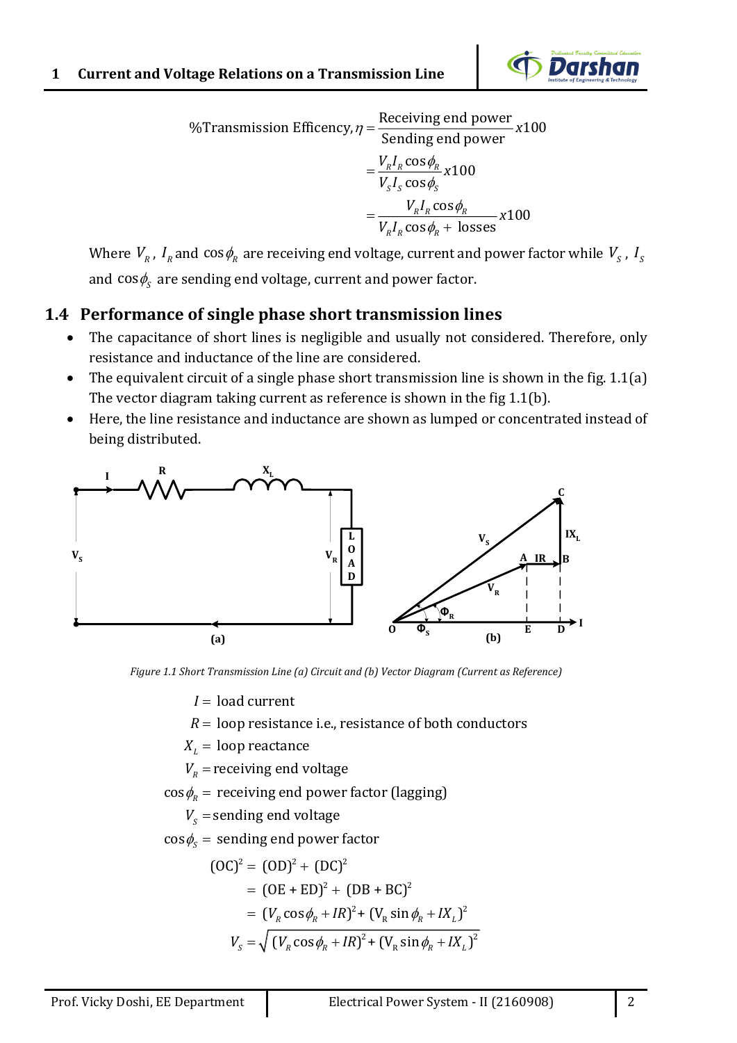$$\%\text{Transmission Efficency}, \eta = \frac{\text{Receiving end power}}{\text{Sending end power}} x100$$

$$= \frac{V_R I_R \cos\phi_R}{V_S I_S \cos\phi_S} x100$$

$$= \frac{V_R I_R \cos\phi_R}{V_R I_R \cos\phi_R + \text{ losses}} x100$$

Where $V_R$, $I_R$ and $\cos\phi_R$ are receiving end voltage, current and power factor while $V_S$, $I_S$ and $\cos\phi_S$ are sending end voltage, current and power factor.

## 1.4 Performance of single phase short transmission lines

- The capacitance of short lines is negligible and usually not considered. Therefore, only resistance and inductance of the line are considered.
- The equivalent circuit of a single phase short transmission line is shown in the fig. 1.1(a) The vector diagram taking current as reference is shown in the fig 1.1(b).
- Here, the line resistance and inductance are shown as lumped or concentrated instead of being distributed.

*Figure 1.1 Short Transmission Line (a) Circuit and (b) Vector Diagram (Current as Reference)*

$I =$ load current

$R =$ loop resistance i.e., resistance of both conductors

$X_L =$ loop reactance

$V_R =$ receiving end voltage

$\cos\phi_R =$ receiving end power factor (lagging)

$V_S =$ sending end voltage

$\cos\phi_S =$ sending end power factor

$$(\text{OC})^2 = (\text{OD})^2 + (\text{DC})^2$$

$$= (\text{OE} + \text{ED})^2 + (\text{DB} + \text{BC})^2$$

$$= (V_R \cos\phi_R + IR)^2 + (\text{V}_\text{R} \sin\phi_R + IX_L)^2$$

$$V_S = \sqrt{(V_R \cos\phi_R + IR)^2 + (\text{V}_\text{R} \sin\phi_R + IX_L)^2}$$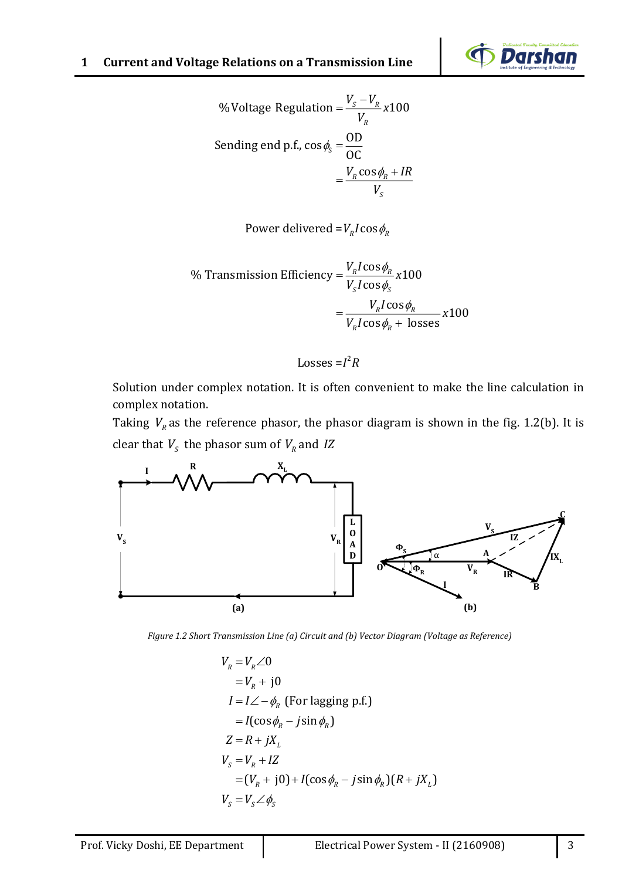$$\% \text{Voltage Regulation} = \frac{V_S - V_R}{V_R} x100$$

$$\text{Sending end p.f., } \cos\phi_S = \frac{\text{OD}}{\text{OC}}$$

$$= \frac{V_R \cos\phi_R + IR}{V_S}$$

$$\text{Power delivered} = V_R I \cos\phi_R$$

$$\% \text{ Transmission Efficiency} = \frac{V_R I \cos\phi_R}{V_S I \cos\phi_S} x100$$

$$= \frac{V_R I \cos\phi_R}{V_R I \cos\phi_R + \text{ losses}} x100$$

$$\text{Losses} = I^2 R$$

Solution under complex notation. It is often convenient to make the line calculation in complex notation.

Taking $V_R$ as the reference phasor, the phasor diagram is shown in the fig. 1.2(b). It is clear that $V_S$ the phasor sum of $V_R$ and $IZ$

Figure 1.2 Short Transmission Line (a) Circuit and (b) Vector Diagram (Voltage as Reference)

$$V_R = V_R \angle 0$$

$$= V_R + \text{ j}0$$

$$I = I\angle -\phi_R \text{ (For lagging p.f.)}$$

$$= I(\cos\phi_R - j\sin\phi_R)$$

$$Z = R + jX_L$$

$$V_S = V_R + IZ$$

$$= (V_R + \text{ j}0) + I(\cos\phi_R - j\sin\phi_R)(R + jX_L)$$

$$V_S = V_S \angle \phi_S$$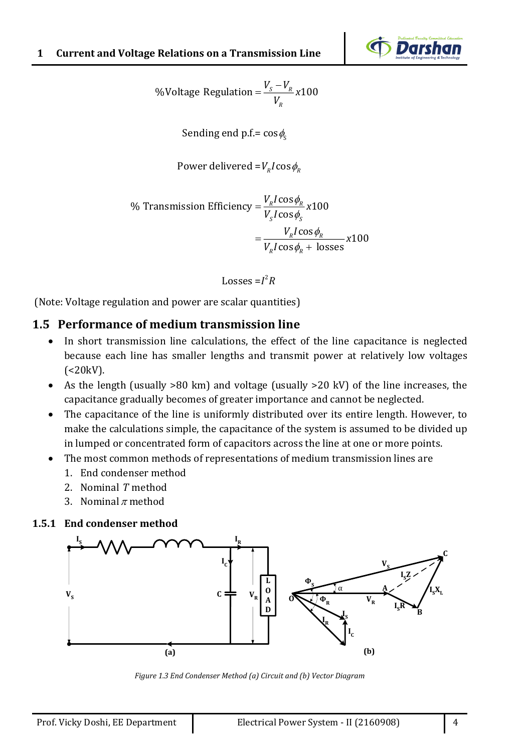$$\%\text{Voltage Regulation} = \frac{V_S - V_R}{V_R} x100$$

$$\text{Sending end p.f.} = \cos\phi_S$$

$$\text{Power delivered} = V_R I \cos\phi_R$$

$$\%\text{ Transmission Efficiency} = \frac{V_R I \cos\phi_R}{V_S I \cos\phi_S} x100$$

$$= \frac{V_R I \cos\phi_R}{V_R I \cos\phi_R + \text{ losses}} x100$$

$$\text{Losses} = I^2 R$$

(Note: Voltage regulation and power are scalar quantities)

## 1.5 Performance of medium transmission line

- In short transmission line calculations, the effect of the line capacitance is neglected because each line has smaller lengths and transmit power at relatively low voltages (<20kV).
- As the length (usually >80 km) and voltage (usually >20 kV) of the line increases, the capacitance gradually becomes of greater importance and cannot be neglected.
- The capacitance of the line is uniformly distributed over its entire length. However, to make the calculations simple, the capacitance of the system is assumed to be divided up in lumped or concentrated form of capacitors across the line at one or more points.
- The most common methods of representations of medium transmission lines are
  1. End condenser method
  2. Nominal $T$ method
  3. Nominal $\pi$ method

### 1.5.1 End condenser method

*Figure 1.3 End Condenser Method (a) Circuit and (b) Vector Diagram*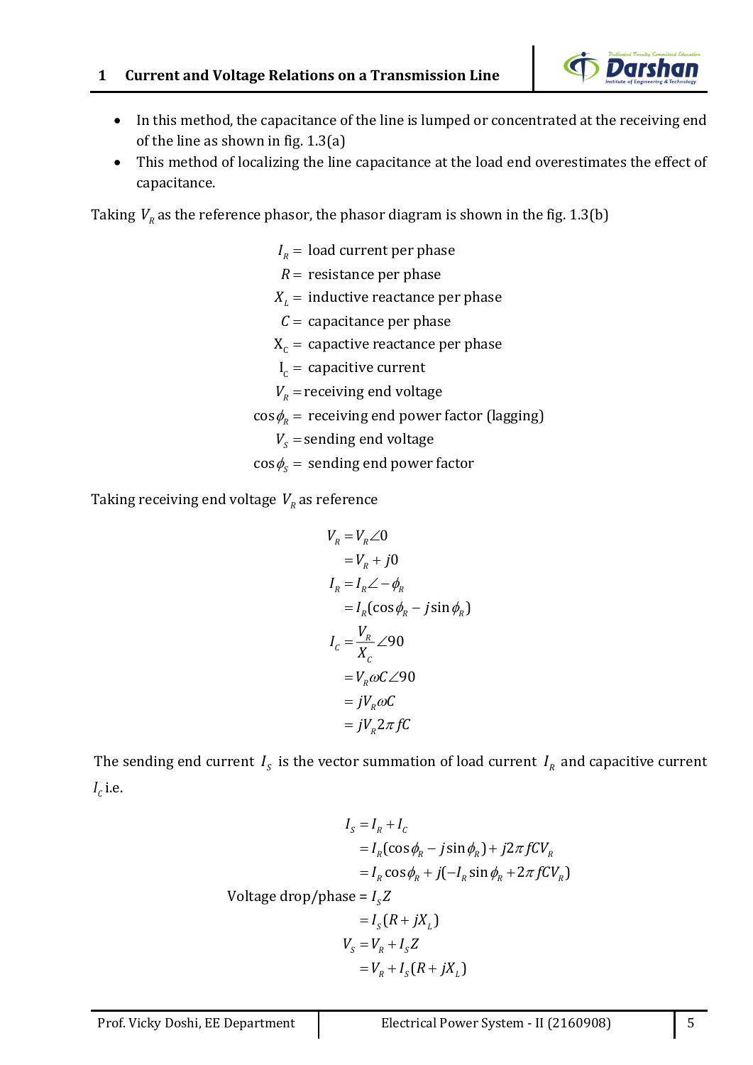- In this method, the capacitance of the line is lumped or concentrated at the receiving end of the line as shown in fig. 1.3(a)
- This method of localizing the line capacitance at the load end overestimates the effect of capacitance.

Taking $V_R$ as the reference phasor, the phasor diagram is shown in the fig. 1.3(b)

$$
\begin{aligned}
I_R &= \text{ load current per phase} \\
R &= \text{ resistance per phase} \\
X_L &= \text{ inductive reactance per phase} \\
C &= \text{ capacitance per phase} \\
X_C &= \text{ capactive reactance per phase} \\
I_C &= \text{ capacitive current} \\
V_R &= \text{receiving end voltage} \\
\cos\phi_R &= \text{ receiving end power factor (lagging)} \\
V_S &= \text{sending end voltage} \\
\cos\phi_S &= \text{ sending end power factor}
\end{aligned}
$$

Taking receiving end voltage $V_R$ as reference

$$
\begin{aligned}
V_R &= V_R\angle 0 \\
&= V_R + j0 \\
I_R &= I_R\angle -\phi_R \\
&= I_R(\cos\phi_R - j\sin\phi_R) \\
I_C &= \frac{V_R}{X_C}\angle 90 \\
&= V_R\omega C\angle 90 \\
&= jV_R\omega C \\
&= jV_R 2\pi fC
\end{aligned}
$$

The sending end current $I_S$ is the vector summation of load current $I_R$ and capacitive current $I_C$ i.e.

$$
\begin{aligned}
I_S &= I_R + I_C \\
&= I_R(\cos\phi_R - j\sin\phi_R) + j2\pi fCV_R \\
&= I_R\cos\phi_R + j(-I_R\sin\phi_R + 2\pi fCV_R) \\
\text{Voltage drop/phase} &= I_S Z \\
&= I_S(R + jX_L) \\
V_S &= V_R + I_S Z \\
&= V_R + I_S(R + jX_L)
\end{aligned}
$$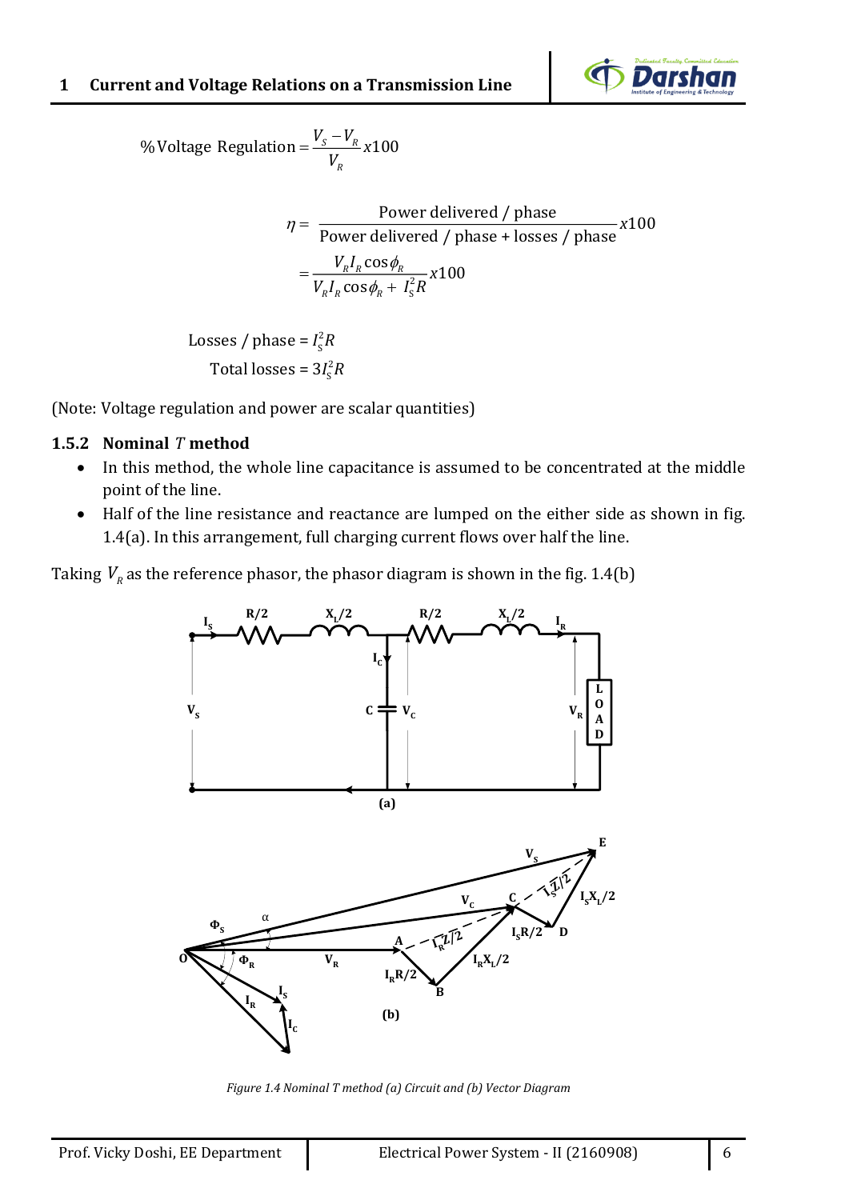$$\% \text{Voltage Regulation} = \frac{V_S - V_R}{V_R} x100$$

$$\eta = \frac{\text{Power delivered / phase}}{\text{Power delivered / phase + losses / phase}} x100$$

$$= \frac{V_R I_R \cos\phi_R}{V_R I_R \cos\phi_R + I_S^2 R} x100$$

$$\text{Losses / phase} = I_S^2 R$$

$$\text{Total losses} = 3 I_S^2 R$$

(Note: Voltage regulation and power are scalar quantities)

### 1.5.2 Nominal *T* method

- In this method, the whole line capacitance is assumed to be concentrated at the middle point of the line.
- Half of the line resistance and reactance are lumped on the either side as shown in fig. 1.4(a). In this arrangement, full charging current flows over half the line.

Taking $V_R$ as the reference phasor, the phasor diagram is shown in the fig. 1.4(b)

*Figure 1.4 Nominal T method (a) Circuit and (b) Vector Diagram*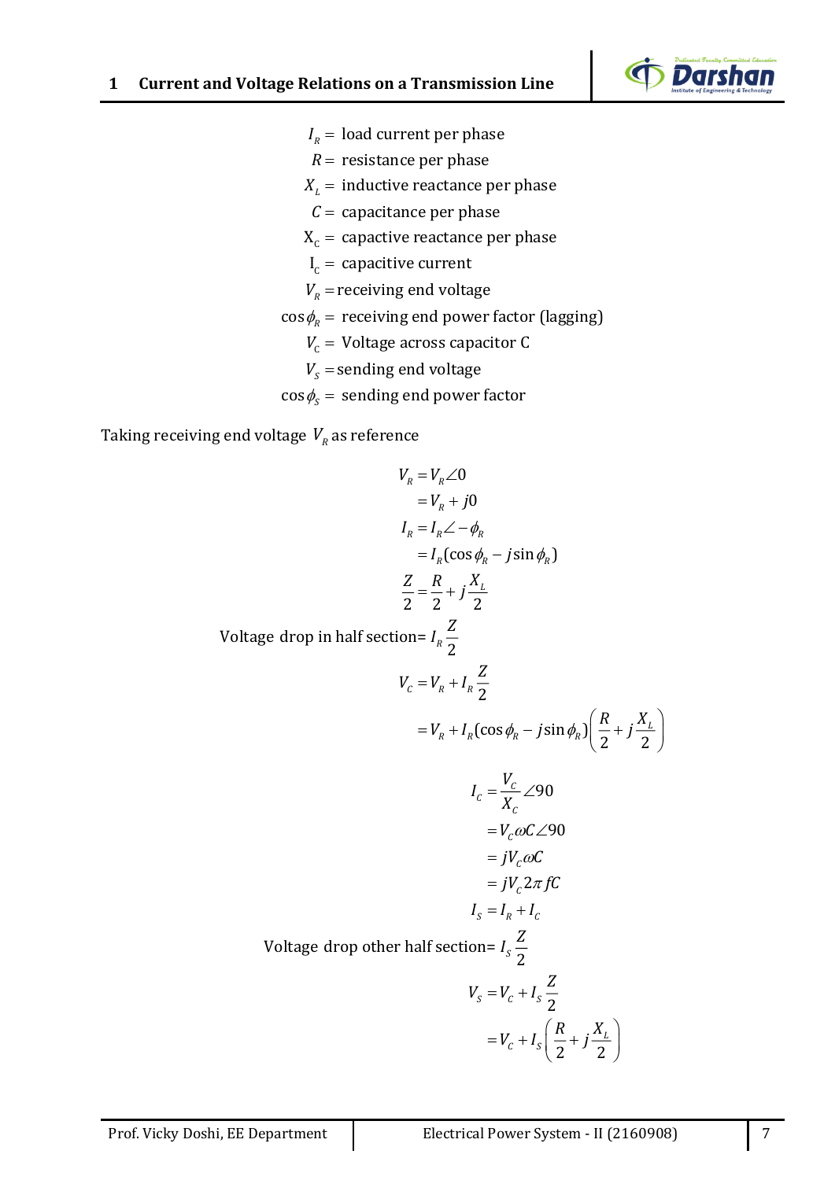$I_R =$ load current per phase

$R =$ resistance per phase

$X_L =$ inductive reactance per phase

$C =$ capacitance per phase

$X_C =$ capactive reactance per phase

$I_C =$ capacitive current

$V_R =$ receiving end voltage

$\cos\phi_R =$ receiving end power factor (lagging)

$V_C =$ Voltage across capacitor C

$V_S =$ sending end voltage

$\cos\phi_S =$ sending end power factor

Taking receiving end voltage $V_R$ as reference

$$V_R = V_R\angle 0$$
$$= V_R + j0$$
$$I_R = I_R\angle -\phi_R$$
$$= I_R(\cos\phi_R - j\sin\phi_R)$$
$$\frac{Z}{2} = \frac{R}{2} + j\frac{X_L}{2}$$

Voltage drop in half section= $I_R\dfrac{Z}{2}$

$$V_C = V_R + I_R\frac{Z}{2}$$
$$= V_R + I_R(\cos\phi_R - j\sin\phi_R)\left(\frac{R}{2} + j\frac{X_L}{2}\right)$$

$$I_C = \frac{V_C}{X_C}\angle 90$$
$$= V_C\omega C\angle 90$$
$$= jV_C\omega C$$
$$= jV_C 2\pi fC$$
$$I_S = I_R + I_C$$

Voltage drop other half section= $I_S\dfrac{Z}{2}$

$$V_S = V_C + I_S\frac{Z}{2}$$
$$= V_C + I_S\left(\frac{R}{2} + j\frac{X_L}{2}\right)$$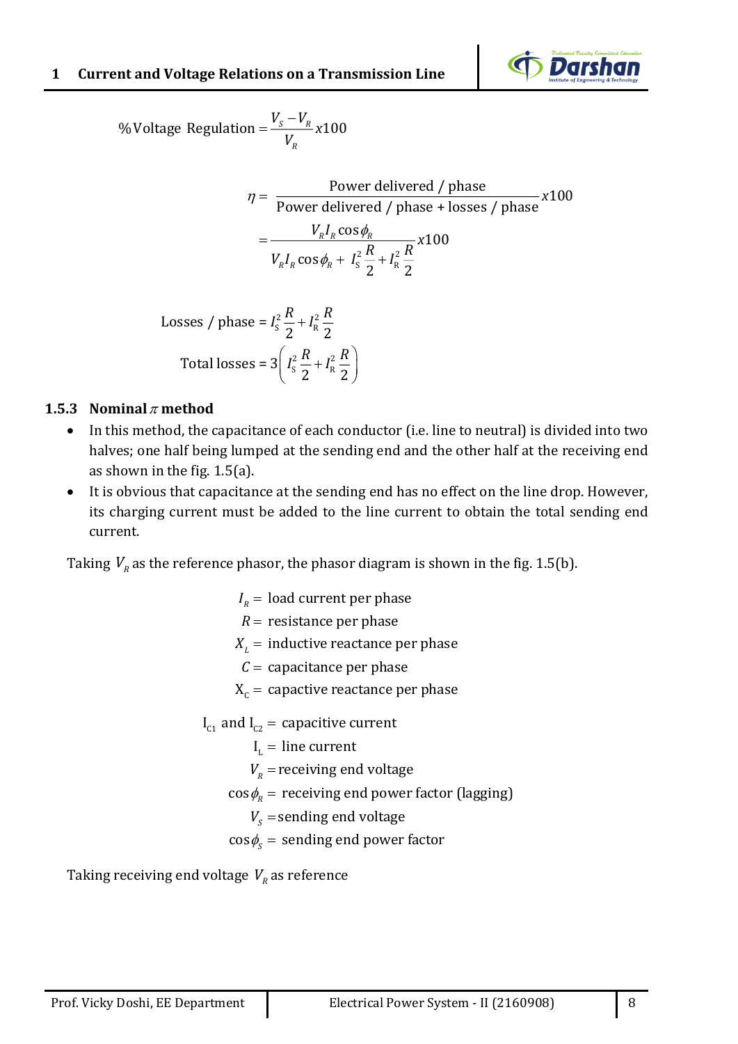$$\%\text{Voltage Regulation} = \frac{V_S - V_R}{V_R} x100$$

$$\eta = \frac{\text{Power delivered / phase}}{\text{Power delivered / phase + losses / phase}} x100$$

$$= \frac{V_R I_R \cos\phi_R}{V_R I_R \cos\phi_R + I_S^2 \frac{R}{2} + I_R^2 \frac{R}{2}} x100$$

$$\text{Losses / phase} = I_S^2 \frac{R}{2} + I_R^2 \frac{R}{2}$$

$$\text{Total losses} = 3\left( I_S^2 \frac{R}{2} + I_R^2 \frac{R}{2} \right)$$

### 1.5.3 Nominal $\pi$ method

- In this method, the capacitance of each conductor (i.e. line to neutral) is divided into two halves; one half being lumped at the sending end and the other half at the receiving end as shown in the fig. 1.5(a).
- It is obvious that capacitance at the sending end has no effect on the line drop. However, its charging current must be added to the line current to obtain the total sending end current.

Taking $V_R$ as the reference phasor, the phasor diagram is shown in the fig. 1.5(b).

$I_R =$ load current per phase
$R =$ resistance per phase
$X_L =$ inductive reactance per phase
$C =$ capacitance per phase
$X_C =$ capactive reactance per phase

$I_{C1}$ and $I_{C2} =$ capacitive current
$I_L =$ line current
$V_R =$ receiving end voltage
$\cos\phi_R =$ receiving end power factor (lagging)
$V_S =$ sending end voltage
$\cos\phi_S =$ sending end power factor

Taking receiving end voltage $V_R$ as reference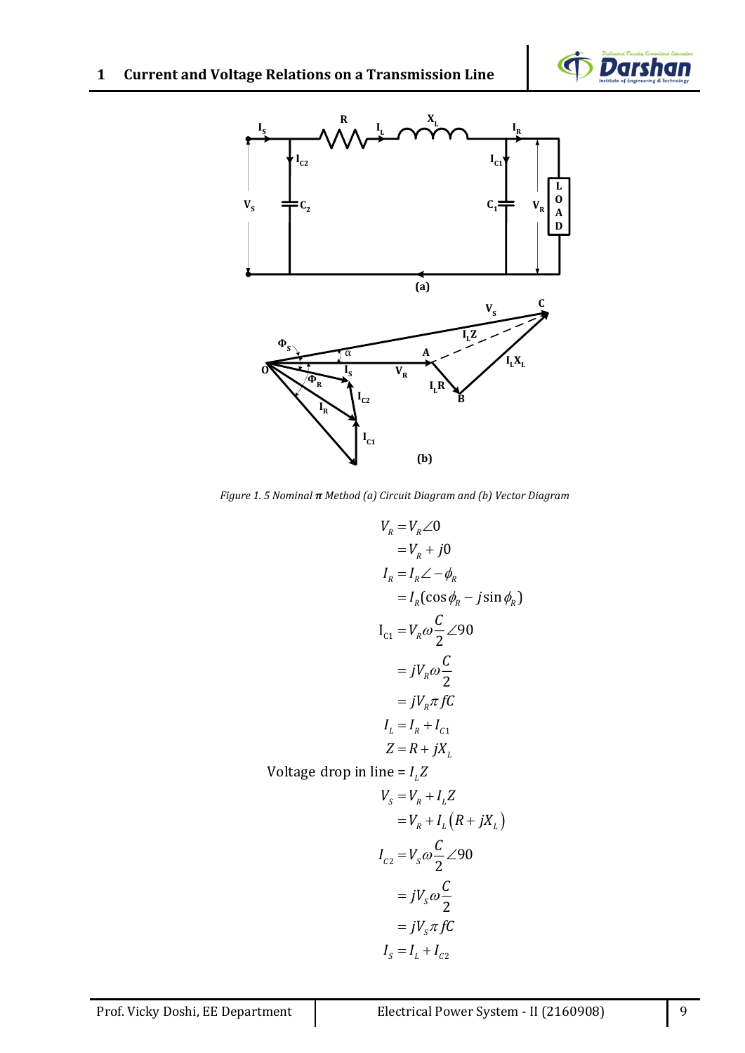*Figure 1. 5 Nominal* $\pi$ *Method (a) Circuit Diagram and (b) Vector Diagram*

$$V_R = V_R \angle 0$$

$$= V_R + j0$$

$$I_R = I_R \angle -\phi_R$$

$$= I_R(\cos\phi_R - j\sin\phi_R)$$

$$I_{C1} = V_R \omega \frac{C}{2} \angle 90$$

$$= jV_R \omega \frac{C}{2}$$

$$= jV_R \pi fC$$

$$I_L = I_R + I_{C1}$$

$$Z = R + jX_L$$

Voltage drop in line = $I_L Z$

$$V_S = V_R + I_L Z$$

$$= V_R + I_L\left(R + jX_L\right)$$

$$I_{C2} = V_S \omega \frac{C}{2} \angle 90$$

$$= jV_S \omega \frac{C}{2}$$

$$= jV_S \pi fC$$

$$I_S = I_L + I_{C2}$$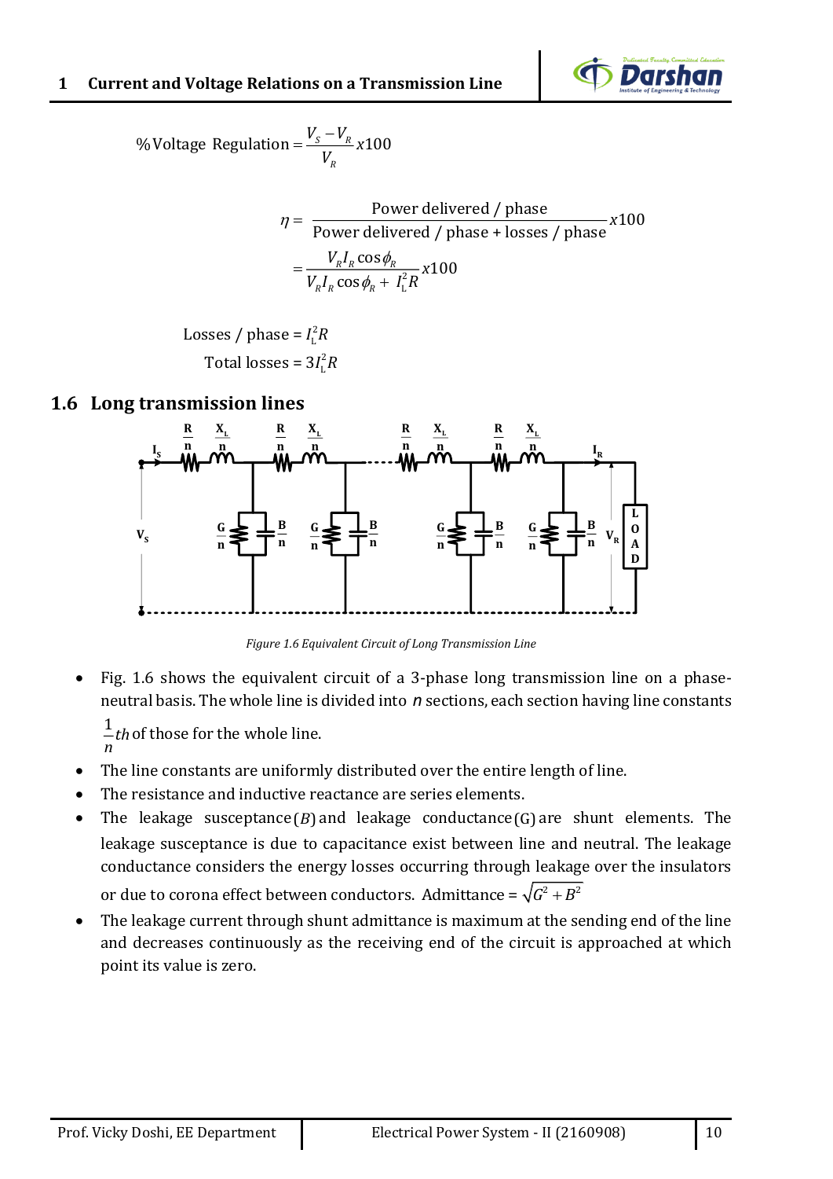$$\%\text{Voltage Regulation} = \frac{V_S - V_R}{V_R} x100$$

$$\eta = \frac{\text{Power delivered / phase}}{\text{Power delivered / phase + losses / phase}} x100$$

$$= \frac{V_R I_R \cos\phi_R}{V_R I_R \cos\phi_R + I_L^2 R} x100$$

$$\text{Losses / phase} = I_L^2 R$$

$$\text{Total losses} = 3I_L^2 R$$

## 1.6 Long transmission lines

*Figure 1.6 Equivalent Circuit of Long Transmission Line*

- Fig. 1.6 shows the equivalent circuit of a 3-phase long transmission line on a phase-neutral basis. The whole line is divided into $n$ sections, each section having line constants $\frac{1}{n}th$ of those for the whole line.
- The line constants are uniformly distributed over the entire length of line.
- The resistance and inductive reactance are series elements.
- The leakage susceptance $(B)$ and leakage conductance $(G)$ are shunt elements. The leakage susceptance is due to capacitance exist between line and neutral. The leakage conductance considers the energy losses occurring through leakage over the insulators or due to corona effect between conductors. Admittance = $\sqrt{G^2 + B^2}$
- The leakage current through shunt admittance is maximum at the sending end of the line and decreases continuously as the receiving end of the circuit is approached at which point its value is zero.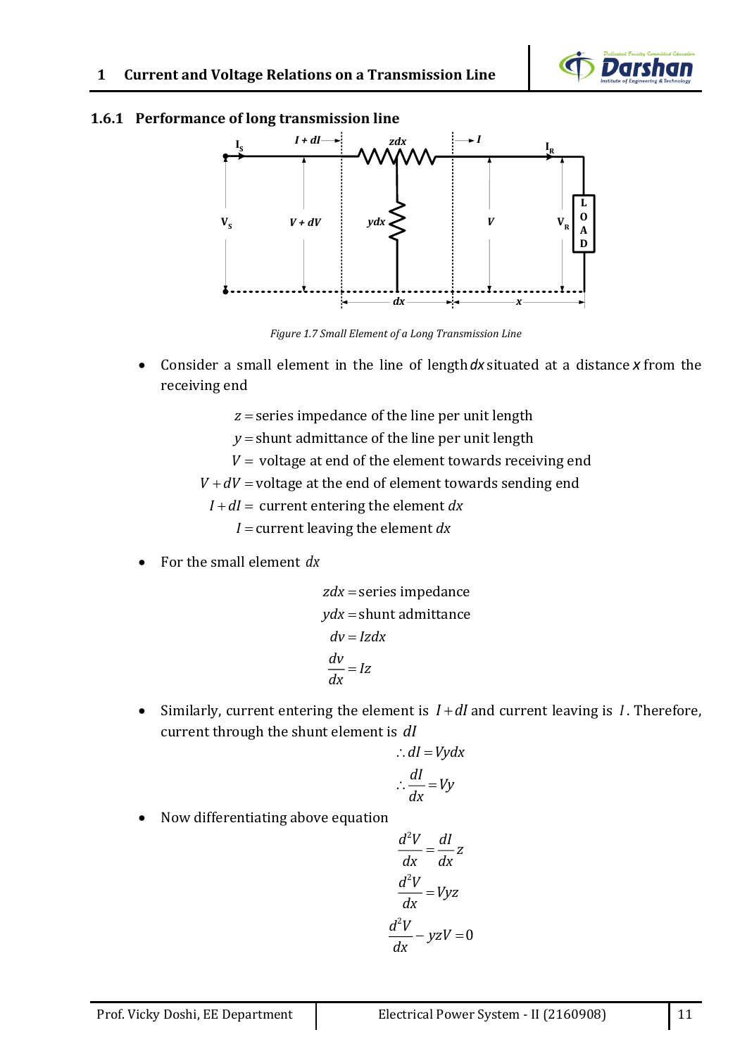### 1.6.1 Performance of long transmission line

Figure 1.7 Small Element of a Long Transmission Line

- Consider a small element in the line of length $dx$ situated at a distance $x$ from the receiving end

$$z = \text{series impedance of the line per unit length}$$
$$y = \text{shunt admittance of the line per unit length}$$
$$V = \text{ voltage at end of the element towards receiving end}$$
$$V + dV = \text{voltage at the end of element towards sending end}$$
$$I + dI = \text{ current entering the element } dx$$
$$I = \text{current leaving the element } dx$$

- For the small element $dx$

$$zdx = \text{series impedance}$$
$$ydx = \text{shunt admittance}$$
$$dv = Izdx$$
$$\frac{dv}{dx} = Iz$$

- Similarly, current entering the element is $I + dI$ and current leaving is $I$. Therefore, current through the shunt element is $dI$

$$\therefore dI = Vydx$$
$$\therefore \frac{dI}{dx} = Vy$$

- Now differentiating above equation

$$\frac{d^2V}{dx} = \frac{dI}{dx} z$$
$$\frac{d^2V}{dx} = Vyz$$
$$\frac{d^2V}{dx} - yzV = 0$$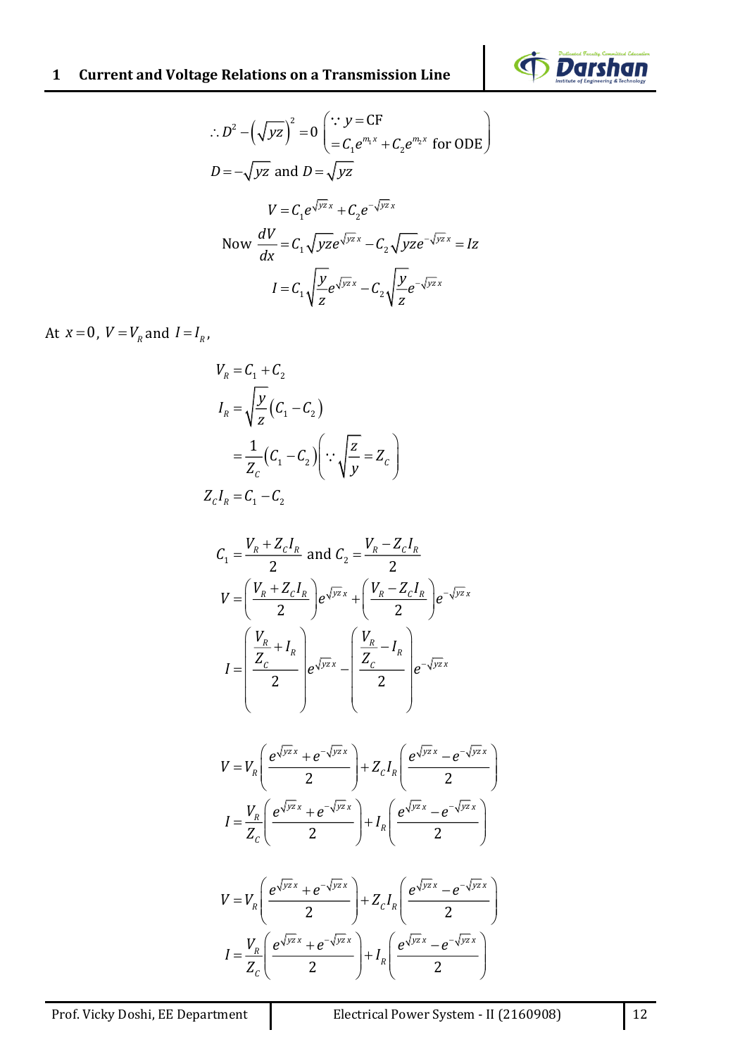$$\therefore D^2 - \left(\sqrt{yz}\right)^2 = 0 \quad \left(\begin{aligned} &\because y = \text{CF} \\ &= C_1 e^{m_1 x} + C_2 e^{m_2 x} \text{ for ODE} \end{aligned}\right)$$

$$D = -\sqrt{yz} \text{ and } D = \sqrt{yz}$$

$$V = C_1 e^{\sqrt{yz}\,x} + C_2 e^{-\sqrt{yz}\,x}$$

$$\text{Now } \frac{dV}{dx} = C_1 \sqrt{yz} e^{\sqrt{yz}\,x} - C_2 \sqrt{yz} e^{-\sqrt{yz}\,x} = Iz$$

$$I = C_1 \sqrt{\frac{y}{z}} e^{\sqrt{yz}\,x} - C_2 \sqrt{\frac{y}{z}} e^{-\sqrt{yz}\,x}$$

At $x = 0$, $V = V_R$ and $I = I_R$,

$$V_R = C_1 + C_2$$

$$I_R = \sqrt{\frac{y}{z}}\left(C_1 - C_2\right)$$

$$= \frac{1}{Z_C}\left(C_1 - C_2\right)\left(\because \sqrt{\frac{z}{y}} = Z_C\right)$$

$$Z_C I_R = C_1 - C_2$$

$$C_1 = \frac{V_R + Z_C I_R}{2} \text{ and } C_2 = \frac{V_R - Z_C I_R}{2}$$

$$V = \left(\frac{V_R + Z_C I_R}{2}\right) e^{\sqrt{yz}\,x} + \left(\frac{V_R - Z_C I_R}{2}\right) e^{-\sqrt{yz}\,x}$$

$$I = \left(\frac{\dfrac{V_R}{Z_C} + I_R}{2}\right) e^{\sqrt{yz}\,x} - \left(\frac{\dfrac{V_R}{Z_C} - I_R}{2}\right) e^{-\sqrt{yz}\,x}$$

$$V = V_R\left(\frac{e^{\sqrt{yz}\,x} + e^{-\sqrt{yz}\,x}}{2}\right) + Z_C I_R\left(\frac{e^{\sqrt{yz}\,x} - e^{-\sqrt{yz}\,x}}{2}\right)$$

$$I = \frac{V_R}{Z_C}\left(\frac{e^{\sqrt{yz}\,x} + e^{-\sqrt{yz}\,x}}{2}\right) + I_R\left(\frac{e^{\sqrt{yz}\,x} - e^{-\sqrt{yz}\,x}}{2}\right)$$

$$V = V_R\left(\frac{e^{\sqrt{yz}\,x} + e^{-\sqrt{yz}\,x}}{2}\right) + Z_C I_R\left(\frac{e^{\sqrt{yz}\,x} - e^{-\sqrt{yz}\,x}}{2}\right)$$

$$I = \frac{V_R}{Z_C}\left(\frac{e^{\sqrt{yz}\,x} + e^{-\sqrt{yz}\,x}}{2}\right) + I_R\left(\frac{e^{\sqrt{yz}\,x} - e^{-\sqrt{yz}\,x}}{2}\right)$$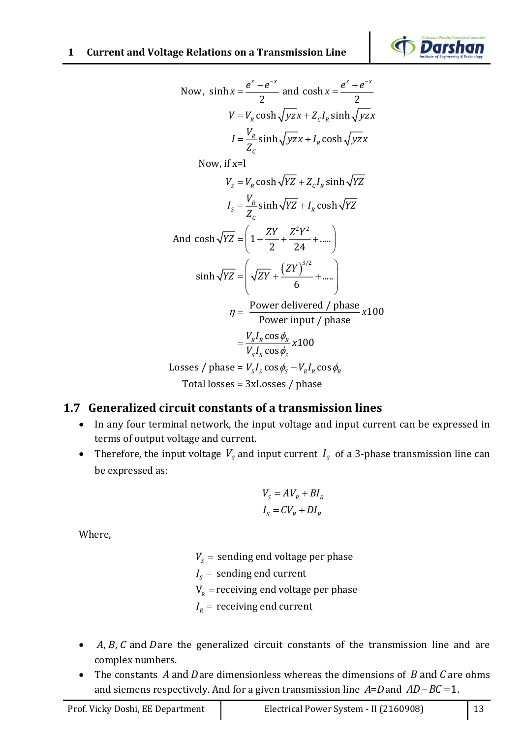Now, $\sinh x = \dfrac{e^{x} - e^{-x}}{2}$ and $\cosh x = \dfrac{e^{x} + e^{-x}}{2}$

$$V = V_R \cosh\sqrt{yz}x + Z_C I_R \sinh\sqrt{yz}x$$

$$I = \frac{V_R}{Z_C}\sinh\sqrt{yz}x + I_R \cosh\sqrt{yz}x$$

Now, if x=l

$$V_S = V_R \cosh\sqrt{YZ} + Z_C I_R \sinh\sqrt{YZ}$$

$$I_S = \frac{V_R}{Z_C}\sinh\sqrt{YZ} + I_R \cosh\sqrt{YZ}$$

$$\text{And } \cosh\sqrt{YZ} = \left(1 + \frac{ZY}{2} + \frac{Z^2Y^2}{24} + \ldots\right)$$

$$\sinh\sqrt{YZ} = \left(\sqrt{ZY} + \frac{(ZY)^{3/2}}{6} + \ldots\right)$$

$$\eta = \frac{\text{Power delivered / phase}}{\text{Power input / phase}} x100$$

$$= \frac{V_R I_R \cos\phi_R}{V_S I_S \cos\phi_S} x100$$

$$\text{Losses / phase} = V_S I_S \cos\phi_S - V_R I_R \cos\phi_R$$

$$\text{Total losses} = 3\text{xLosses / phase}$$

## 1.7 Generalized circuit constants of a transmission lines

- In any four terminal network, the input voltage and input current can be expressed in terms of output voltage and current.
- Therefore, the input voltage $V_S$ and input current $I_S$ of a 3-phase transmission line can be expressed as:

$$V_S = AV_R + BI_R$$
$$I_S = CV_R + DI_R$$

Where,

$V_S =$ sending end voltage per phase

$I_S =$ sending end current

$V_R =$ receiving end voltage per phase

$I_R =$ receiving end current

- $A, B, C$ and $D$ are the generalized circuit constants of the transmission line and are complex numbers.
- The constants $A$ and $D$ are dimensionless whereas the dimensions of $B$ and $C$ are ohms and siemens respectively. And for a given transmission line $A$=$D$ and $AD - BC = 1$.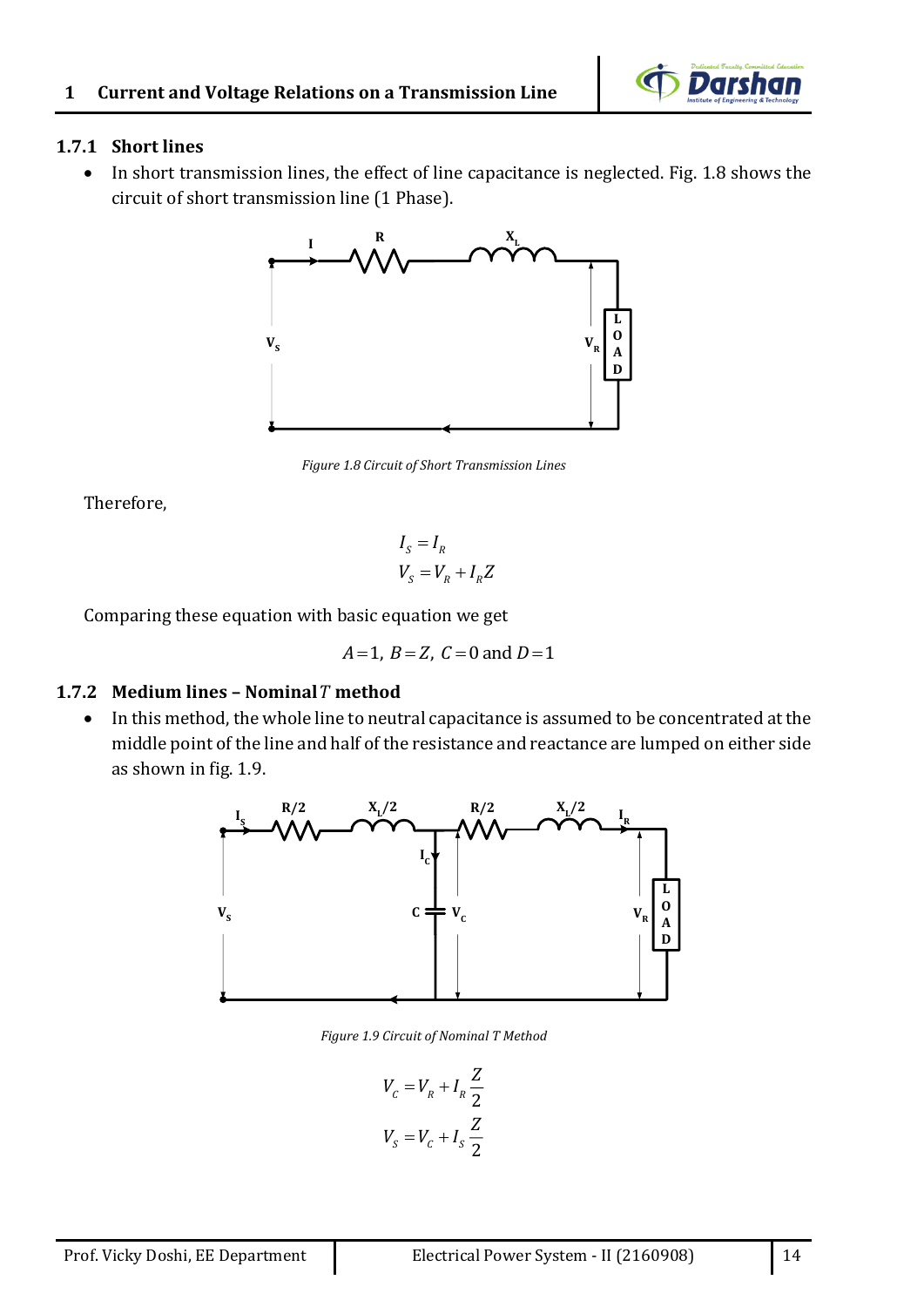### 1.7.1 Short lines

- In short transmission lines, the effect of line capacitance is neglected. Fig. 1.8 shows the circuit of short transmission line (1 Phase).

*Figure 1.8 Circuit of Short Transmission Lines*

Therefore,

$$I_S = I_R$$
$$V_S = V_R + I_R Z$$

Comparing these equation with basic equation we get

$$A = 1,\ B = Z,\ C = 0 \text{ and } D = 1$$

### 1.7.2 Medium lines – Nominal $T$ method

- In this method, the whole line to neutral capacitance is assumed to be concentrated at the middle point of the line and half of the resistance and reactance are lumped on either side as shown in fig. 1.9.

*Figure 1.9 Circuit of Nominal T Method*

$$V_C = V_R + I_R \frac{Z}{2}$$
$$V_S = V_C + I_S \frac{Z}{2}$$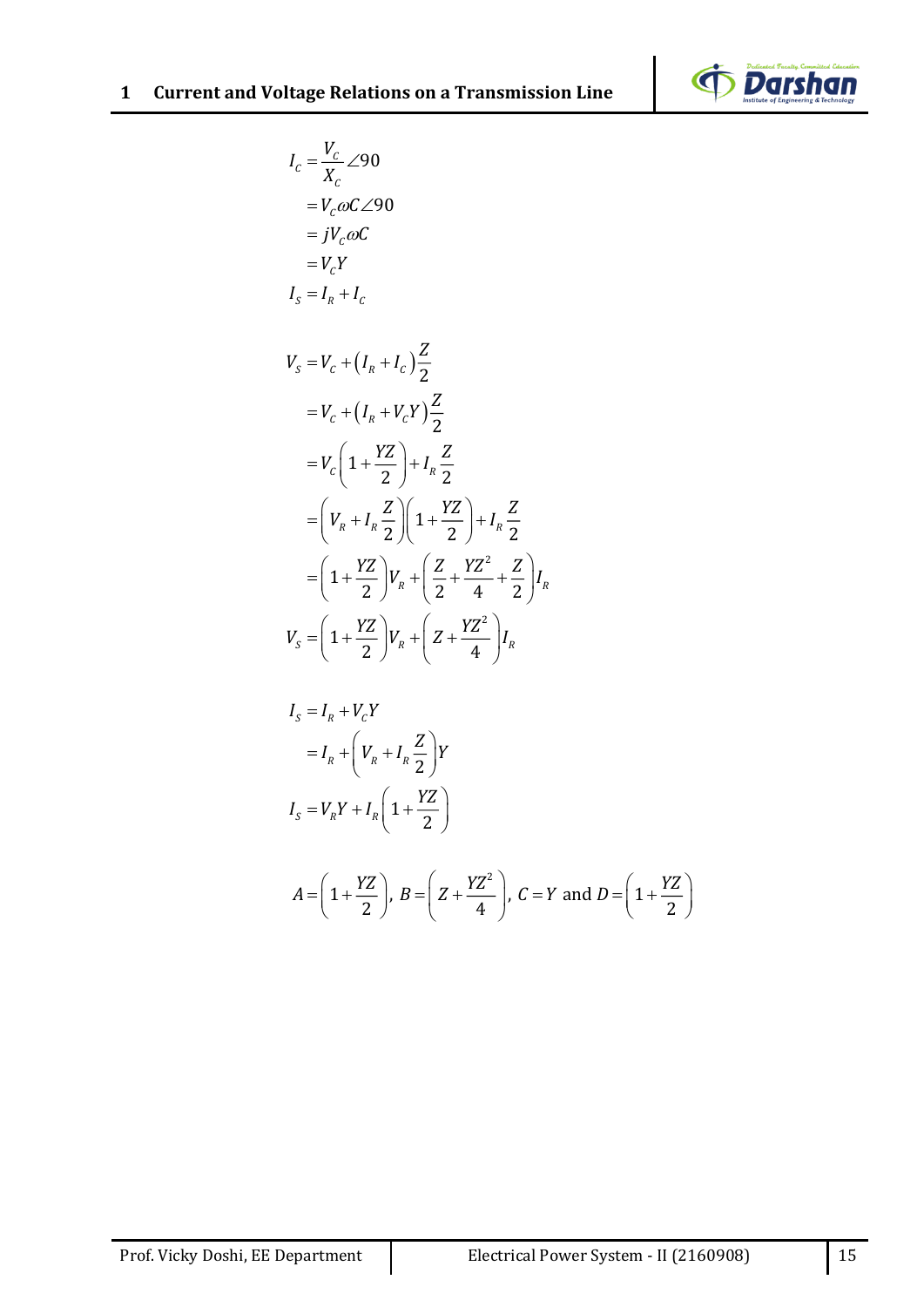$$I_C = \frac{V_C}{X_C}\angle 90$$

$$= V_C \omega C \angle 90$$

$$= jV_C \omega C$$

$$= V_C Y$$

$$I_S = I_R + I_C$$

$$V_S = V_C + \left(I_R + I_C\right)\frac{Z}{2}$$

$$= V_C + \left(I_R + V_C Y\right)\frac{Z}{2}$$

$$= V_C\left(1 + \frac{YZ}{2}\right) + I_R\frac{Z}{2}$$

$$= \left(V_R + I_R\frac{Z}{2}\right)\left(1 + \frac{YZ}{2}\right) + I_R\frac{Z}{2}$$

$$= \left(1 + \frac{YZ}{2}\right)V_R + \left(\frac{Z}{2} + \frac{YZ^2}{4} + \frac{Z}{2}\right)I_R$$

$$V_S = \left(1 + \frac{YZ}{2}\right)V_R + \left(Z + \frac{YZ^2}{4}\right)I_R$$

$$I_S = I_R + V_C Y$$

$$= I_R + \left(V_R + I_R\frac{Z}{2}\right)Y$$

$$I_S = V_R Y + I_R\left(1 + \frac{YZ}{2}\right)$$

$$A = \left(1 + \frac{YZ}{2}\right),\ B = \left(Z + \frac{YZ^2}{4}\right),\ C = Y \text{ and } D = \left(1 + \frac{YZ}{2}\right)$$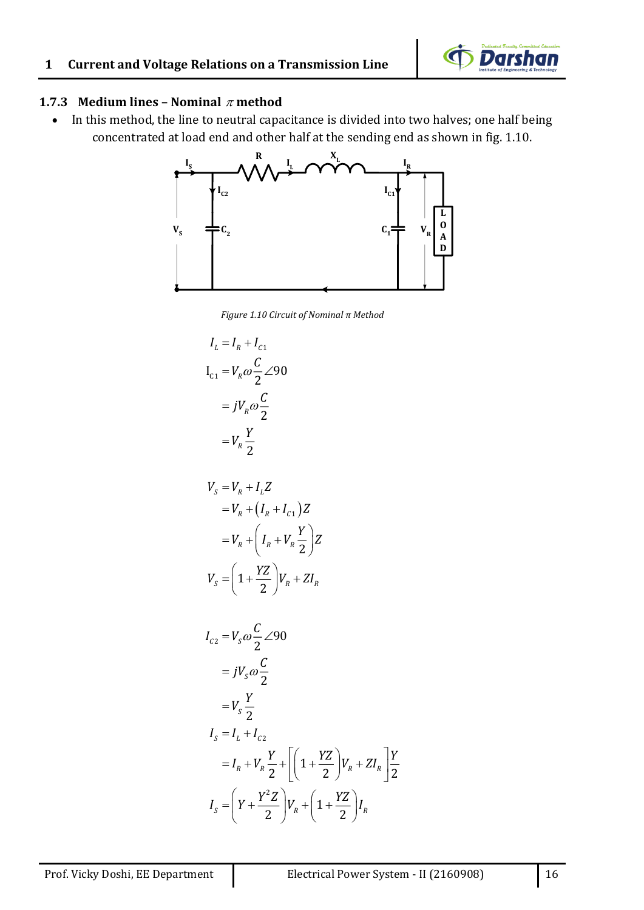### 1.7.3 Medium lines – Nominal $\pi$ method

- In this method, the line to neutral capacitance is divided into two halves; one half being concentrated at load end and other half at the sending end as shown in fig. 1.10.

*Figure 1.10 Circuit of Nominal π Method*

$$I_L = I_R + I_{C1}$$

$$\begin{aligned}
I_{C1} &= V_R \omega \frac{C}{2} \angle 90 \\
&= jV_R \omega \frac{C}{2} \\
&= V_R \frac{Y}{2}
\end{aligned}$$

$$\begin{aligned}
V_S &= V_R + I_L Z \\
&= V_R + \left(I_R + I_{C1}\right) Z \\
&= V_R + \left(I_R + V_R \frac{Y}{2}\right) Z
\end{aligned}$$

$$V_S = \left(1 + \frac{YZ}{2}\right) V_R + Z I_R$$

$$\begin{aligned}
I_{C2} &= V_S \omega \frac{C}{2} \angle 90 \\
&= jV_S \omega \frac{C}{2} \\
&= V_S \frac{Y}{2}
\end{aligned}$$

$$\begin{aligned}
I_S &= I_L + I_{C2} \\
&= I_R + V_R \frac{Y}{2} + \left[\left(1 + \frac{YZ}{2}\right) V_R + Z I_R\right] \frac{Y}{2}
\end{aligned}$$

$$I_S = \left(Y + \frac{Y^2 Z}{2}\right) V_R + \left(1 + \frac{YZ}{2}\right) I_R$$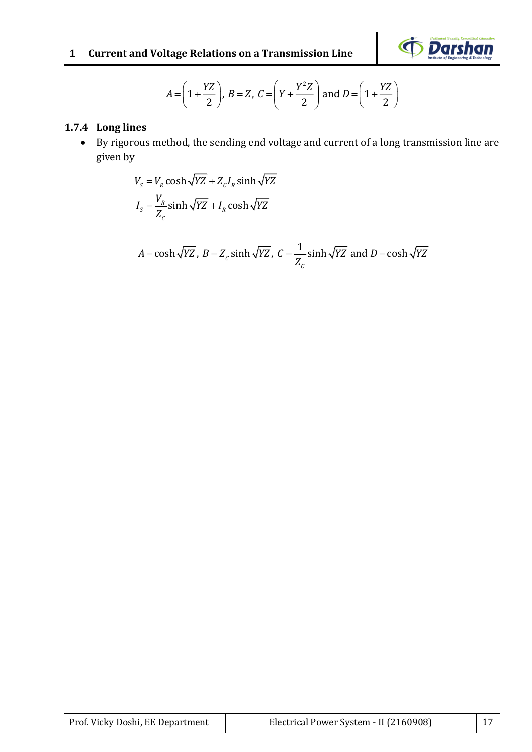$$A = \left(1 + \frac{YZ}{2}\right),\ B = Z,\ C = \left(Y + \frac{Y^2 Z}{2}\right) \text{ and } D = \left(1 + \frac{YZ}{2}\right)$$

### 1.7.4 Long lines

- By rigorous method, the sending end voltage and current of a long transmission line are given by

$$V_S = V_R \cosh\sqrt{YZ} + Z_C I_R \sinh\sqrt{YZ}$$
$$I_S = \frac{V_R}{Z_C} \sinh\sqrt{YZ} + I_R \cosh\sqrt{YZ}$$

$$A = \cosh\sqrt{YZ},\ B = Z_C \sinh\sqrt{YZ},\ C = \frac{1}{Z_C}\sinh\sqrt{YZ} \text{ and } D = \cosh\sqrt{YZ}$$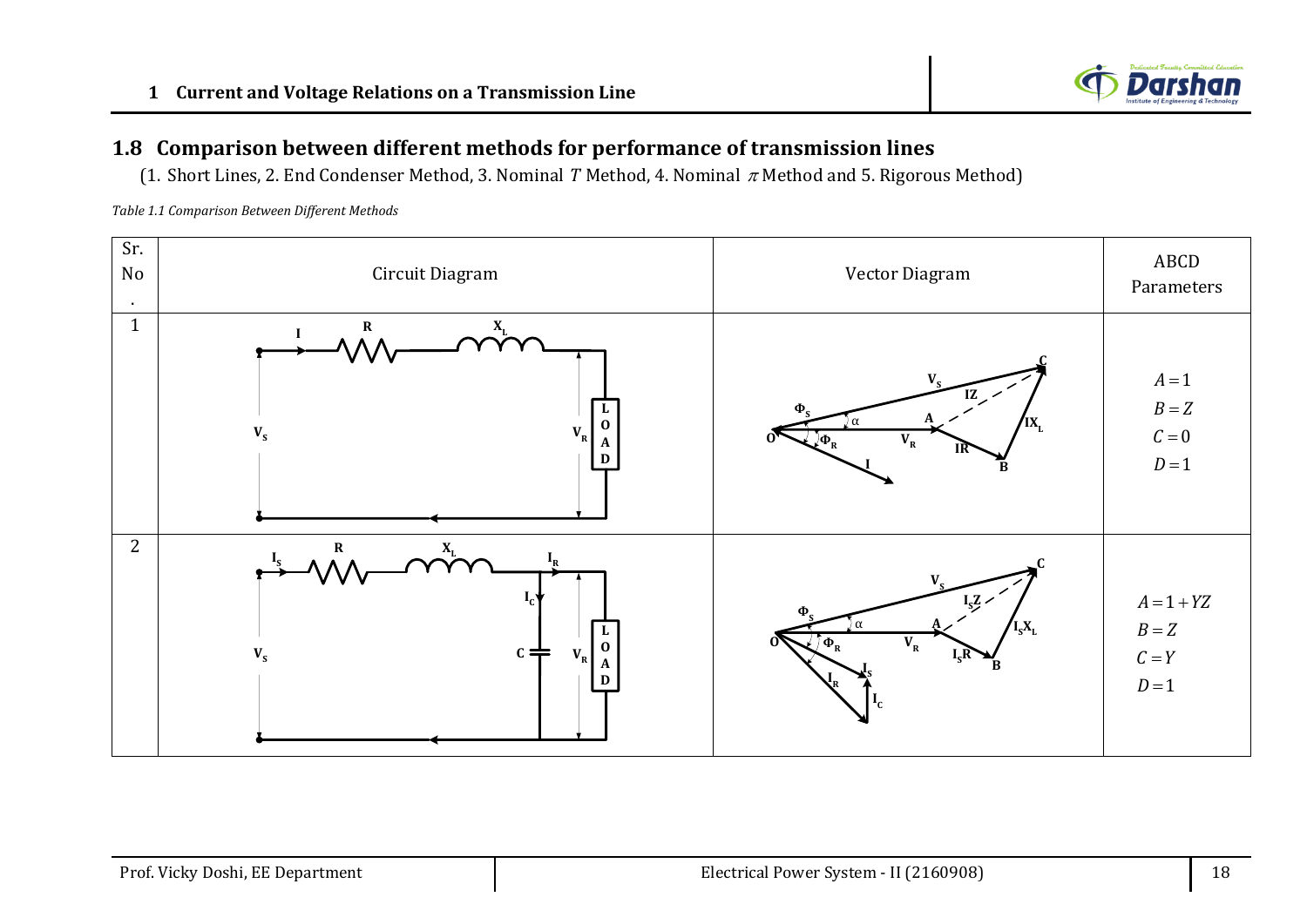## 1.8 Comparison between different methods for performance of transmission lines

(1. Short Lines, 2. End Condenser Method, 3. Nominal $T$ Method, 4. Nominal $\pi$ Method and 5. Rigorous Method)

*Table 1.1 Comparison Between Different Methods*

| Sr. No. | Circuit Diagram | Vector Diagram | ABCD Parameters |
|---|---|---|---|
| 1 | | | $A=1$<br>$B=Z$<br>$C=0$<br>$D=1$ |
| 2 | | | $A=1+YZ$<br>$B=Z$<br>$C=Y$<br>$D=1$ |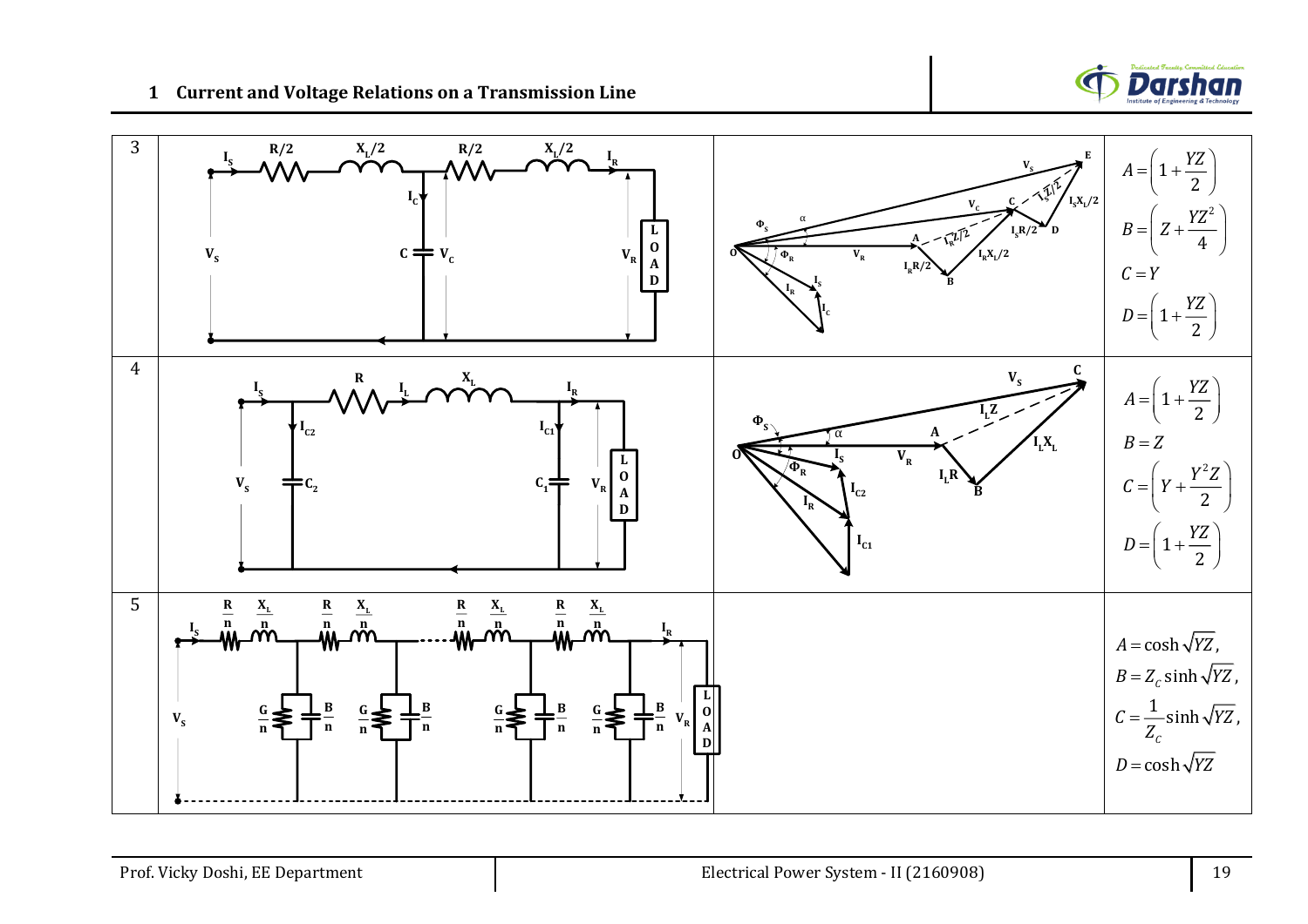| | | | |
|---|---|---|---|
| 3 | | | $A=\left(1+\frac{YZ}{2}\right)$ <br> $B=\left(Z+\frac{YZ^2}{4}\right)$ <br> $C=Y$ <br> $D=\left(1+\frac{YZ}{2}\right)$ |
| 4 | | | $A=\left(1+\frac{YZ}{2}\right)$ <br> $B=Z$ <br> $C=\left(Y+\frac{Y^2Z}{2}\right)$ <br> $D=\left(1+\frac{YZ}{2}\right)$ |
| 5 | | | $A=\cosh\sqrt{YZ}$, <br> $B=Z_C\sinh\sqrt{YZ}$, <br> $C=\frac{1}{Z_C}\sinh\sqrt{YZ}$, <br> $D=\cosh\sqrt{YZ}$ |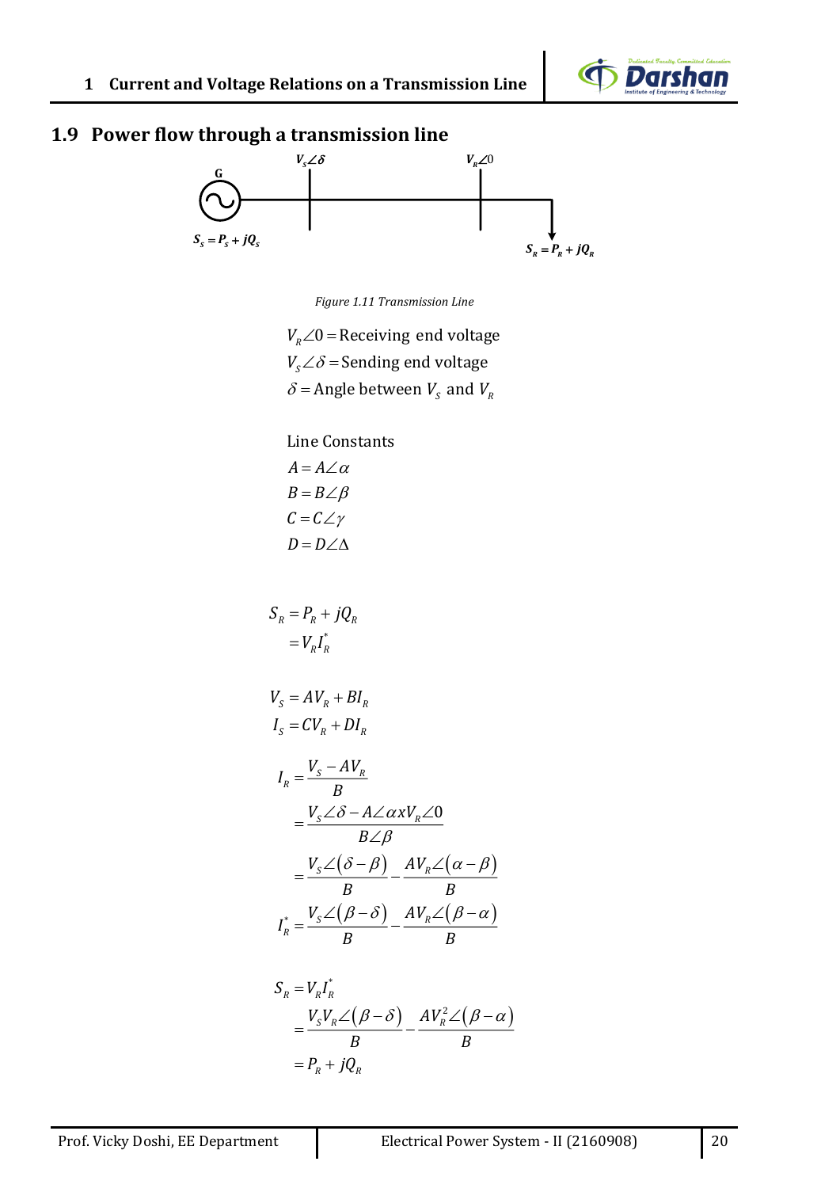## 1.9 Power flow through a transmission line

Figure 1.11 Transmission Line

$V_R\angle 0 =$ Receiving end voltage

$V_S\angle \delta =$ Sending end voltage

$\delta =$ Angle between $V_S$ and $V_R$

Line Constants

$A = A\angle \alpha$

$B = B\angle \beta$

$C = C\angle \gamma$

$D = D\angle \Delta$

$$S_R = P_R + jQ_R$$
$$= V_R I_R^*$$

$$V_S = AV_R + BI_R$$
$$I_S = CV_R + DI_R$$

$$I_R = \frac{V_S - AV_R}{B}$$
$$= \frac{V_S\angle\delta - A\angle\alpha x V_R\angle 0}{B\angle\beta}$$
$$= \frac{V_S\angle(\delta-\beta)}{B} - \frac{AV_R\angle(\alpha-\beta)}{B}$$
$$I_R^* = \frac{V_S\angle(\beta-\delta)}{B} - \frac{AV_R\angle(\beta-\alpha)}{B}$$

$$S_R = V_R I_R^*$$
$$= \frac{V_S V_R\angle(\beta-\delta)}{B} - \frac{AV_R^2\angle(\beta-\alpha)}{B}$$
$$= P_R + jQ_R$$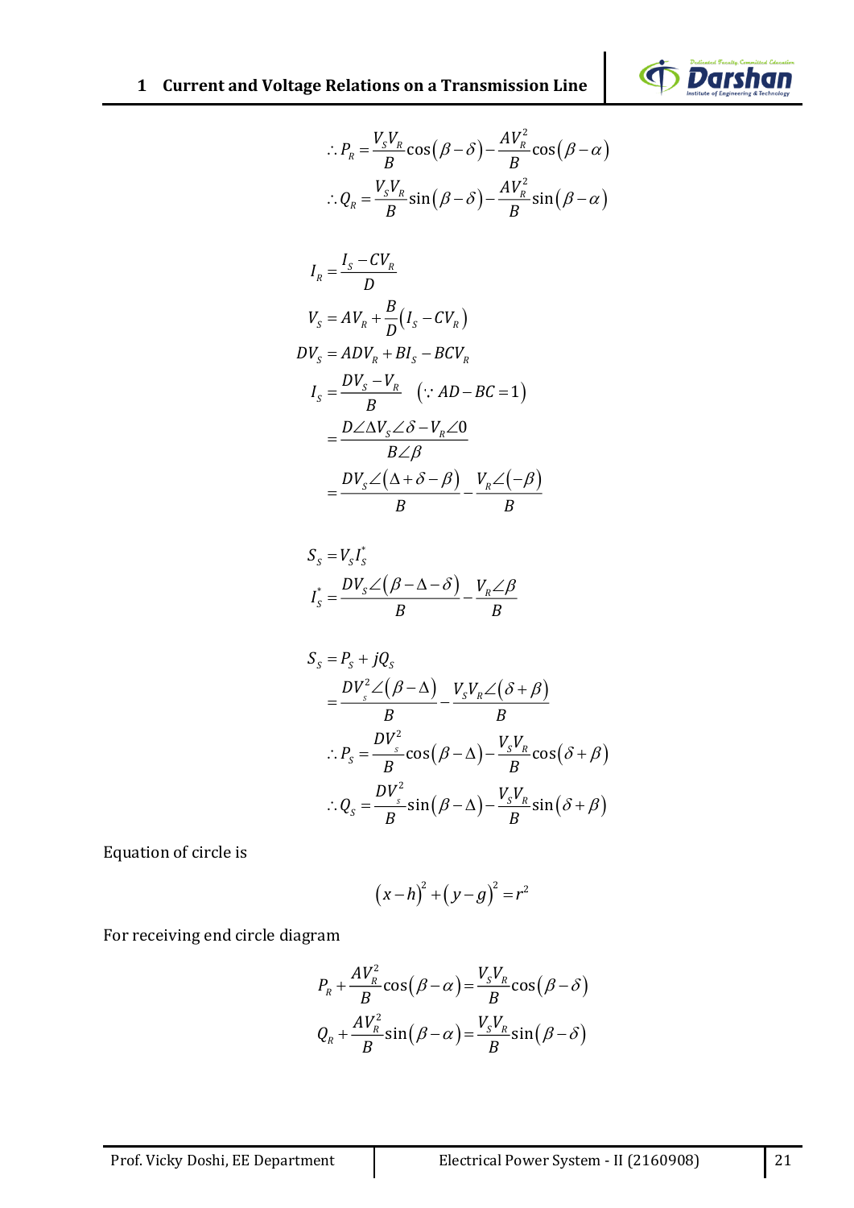$$\therefore P_R = \frac{V_S V_R}{B}\cos(\beta - \delta) - \frac{AV_R^2}{B}\cos(\beta - \alpha)$$

$$\therefore Q_R = \frac{V_S V_R}{B}\sin(\beta - \delta) - \frac{AV_R^2}{B}\sin(\beta - \alpha)$$

$$I_R = \frac{I_S - CV_R}{D}$$

$$V_S = AV_R + \frac{B}{D}(I_S - CV_R)$$

$$DV_S = ADV_R + BI_S - BCV_R$$

$$I_S = \frac{DV_S - V_R}{B} \quad (\because AD - BC = 1)$$

$$= \frac{D\angle\Delta V_S \angle\delta - V_R\angle 0}{B\angle\beta}$$

$$= \frac{DV_S\angle(\Delta + \delta - \beta)}{B} - \frac{V_R\angle(-\beta)}{B}$$

$$S_S = V_S I_S^*$$

$$I_S^* = \frac{DV_S\angle(\beta - \Delta - \delta)}{B} - \frac{V_R\angle\beta}{B}$$

$$S_S = P_S + jQ_S$$

$$= \frac{DV_s^2\angle(\beta - \Delta)}{B} - \frac{V_S V_R\angle(\delta + \beta)}{B}$$

$$\therefore P_S = \frac{DV_s^2}{B}\cos(\beta - \Delta) - \frac{V_S V_R}{B}\cos(\delta + \beta)$$

$$\therefore Q_S = \frac{DV_s^2}{B}\sin(\beta - \Delta) - \frac{V_S V_R}{B}\sin(\delta + \beta)$$

Equation of circle is

$$(x - h)^2 + (y - g)^2 = r^2$$

For receiving end circle diagram

$$P_R + \frac{AV_R^2}{B}\cos(\beta - \alpha) = \frac{V_S V_R}{B}\cos(\beta - \delta)$$

$$Q_R + \frac{AV_R^2}{B}\sin(\beta - \alpha) = \frac{V_S V_R}{B}\sin(\beta - \delta)$$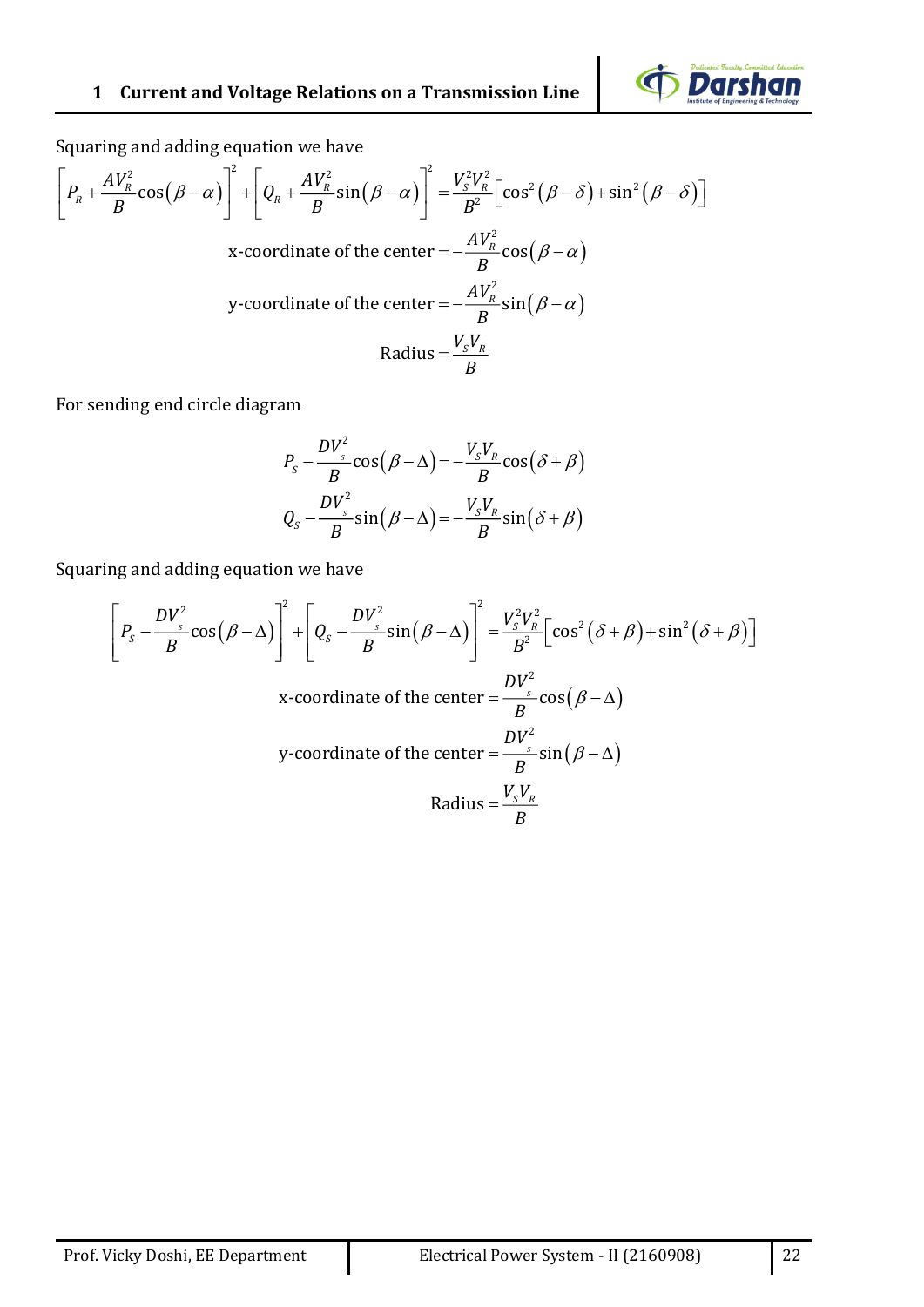Squaring and adding equation we have

$$\left[P_R + \frac{AV_R^2}{B}\cos(\beta-\alpha)\right]^2 + \left[Q_R + \frac{AV_R^2}{B}\sin(\beta-\alpha)\right]^2 = \frac{V_S^2 V_R^2}{B^2}\left[\cos^2(\beta-\delta) + \sin^2(\beta-\delta)\right]$$

$$\text{x-coordinate of the center} = -\frac{AV_R^2}{B}\cos(\beta-\alpha)$$

$$\text{y-coordinate of the center} = -\frac{AV_R^2}{B}\sin(\beta-\alpha)$$

$$\text{Radius} = \frac{V_S V_R}{B}$$

For sending end circle diagram

$$P_S - \frac{DV_s^2}{B}\cos(\beta-\Delta) = -\frac{V_S V_R}{B}\cos(\delta+\beta)$$

$$Q_S - \frac{DV_s^2}{B}\sin(\beta-\Delta) = -\frac{V_S V_R}{B}\sin(\delta+\beta)$$

Squaring and adding equation we have

$$\left[P_S - \frac{DV_s^2}{B}\cos(\beta-\Delta)\right]^2 + \left[Q_S - \frac{DV_s^2}{B}\sin(\beta-\Delta)\right]^2 = \frac{V_S^2 V_R^2}{B^2}\left[\cos^2(\delta+\beta) + \sin^2(\delta+\beta)\right]$$

$$\text{x-coordinate of the center} = \frac{DV_s^2}{B}\cos(\beta-\Delta)$$

$$\text{y-coordinate of the center} = \frac{DV_s^2}{B}\sin(\beta-\Delta)$$

$$\text{Radius} = \frac{V_S V_R}{B}$$